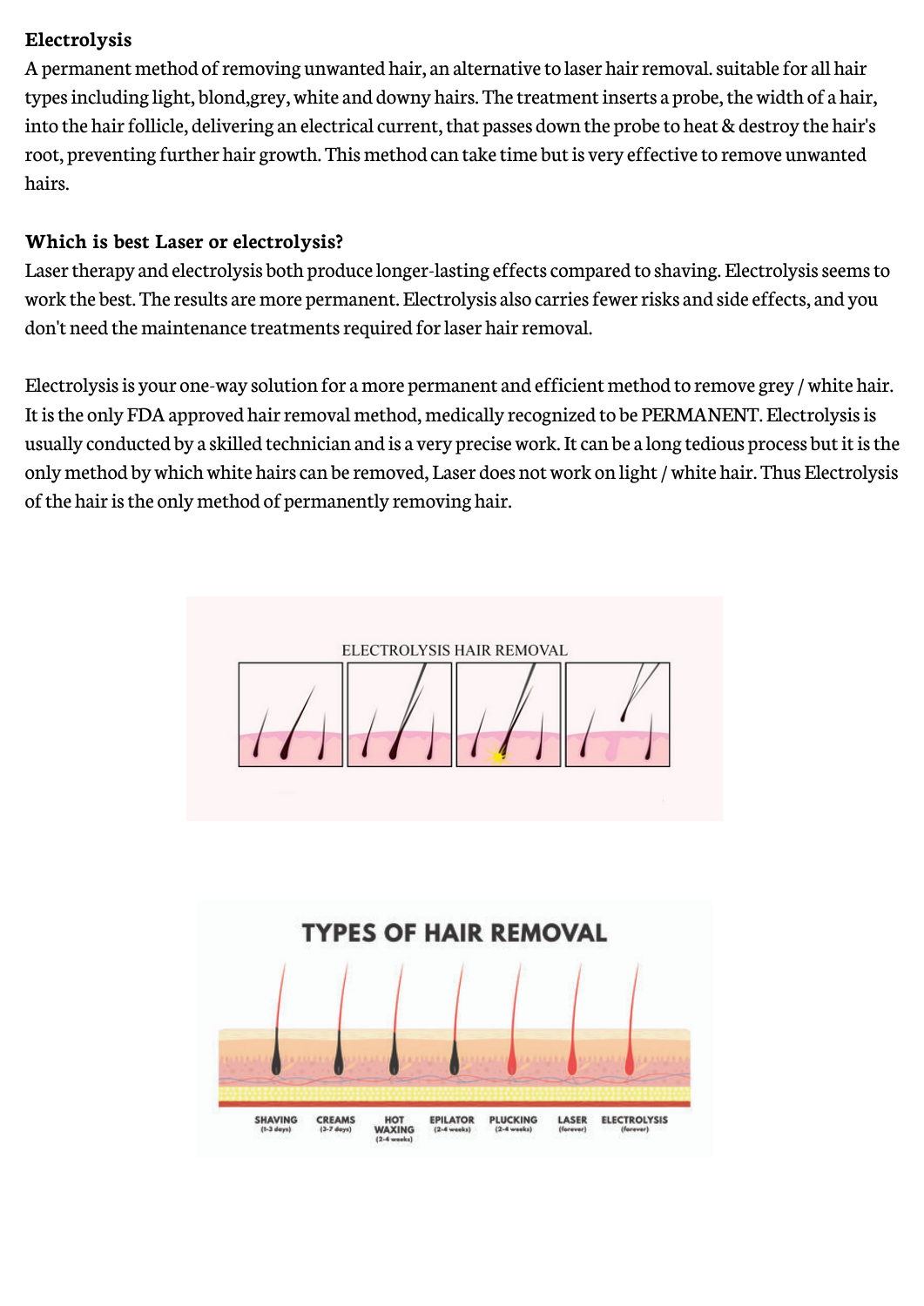**Electrolysis**

A permanent method of removing unwanted hair, an alternative to laser hair removal. suitable for all hair types including light, blond,grey, white and downy hairs. The treatment inserts a probe, the width of a hair, into the hair follicle, delivering an electrical current, that passes down the probe to heat & destroy the hair's root, preventing further hair growth. This method can take time but is very effective to remove unwanted hairs.

**Which is best Laser or electrolysis?**

Laser therapy and electrolysis both produce longer-lasting effects compared to shaving. Electrolysis seems to work the best. The results are more permanent. Electrolysis also carries fewer risks and side effects, and you don't need the maintenance treatments required for laser hair removal.

Electrolysis is your one-way solution for a more permanent and efficient method to remove grey / white hair. It is the only FDA approved hair removal method, medically recognized to be PERMANENT. Electrolysis is usually conducted by a skilled technician and is a very precise work. It can be a long tedious process but it is the only method by which white hairs can be removed, Laser does not work on light / white hair. Thus Electrolysis of the hair is the only method of permanently removing hair.

ELECTROLYSIS HAIR REMOVAL

TYPES OF HAIR REMOVAL

SHAVING (1-3 days) | CREAMS (3-7 days) | HOT WAXING (2-4 weeks) | EPILATOR (2-4 weeks) | PLUCKING (2-4 weeks) | LASER (forever) | ELECTROLYSIS (forever)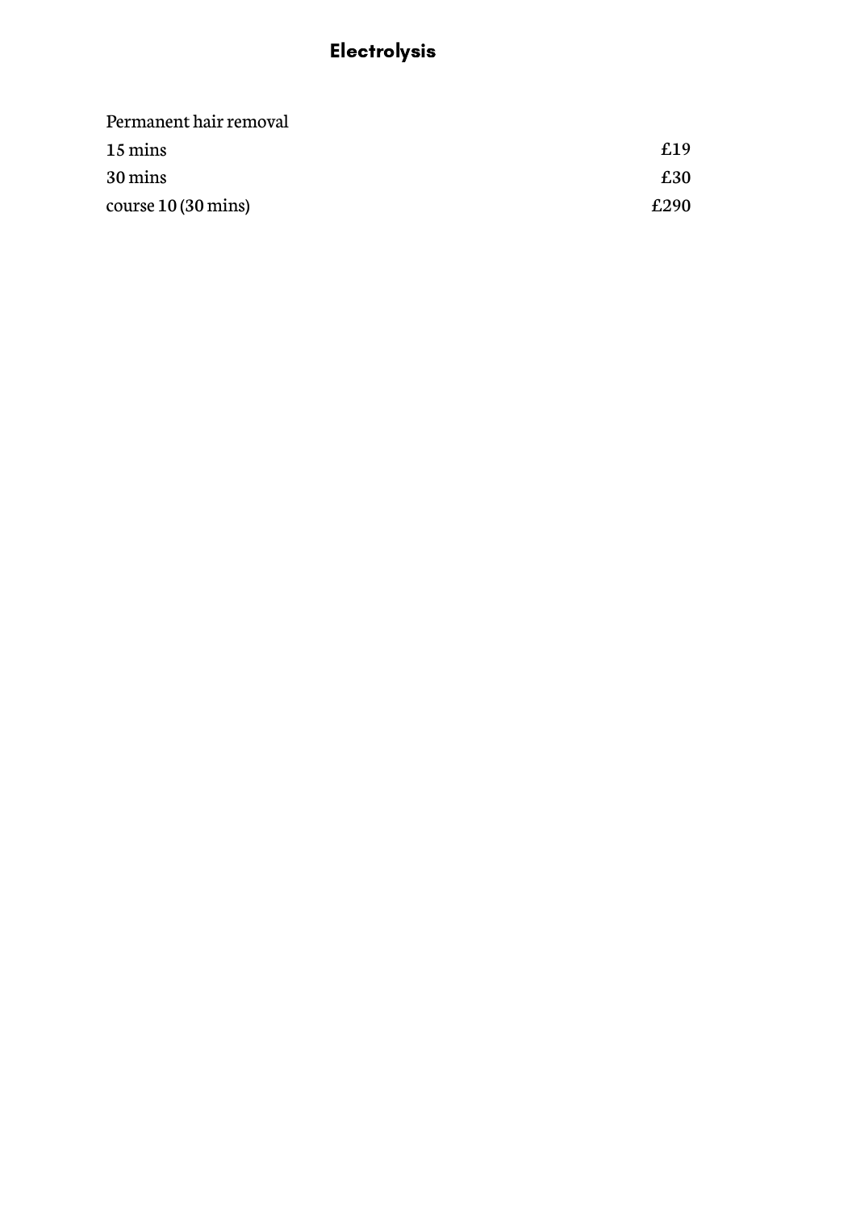## Electrolysis

| | |
|---|---|
| Permanent hair removal | |
| 15 mins | £19 |
| 30 mins | £30 |
| course 10 (30 mins) | £290 |